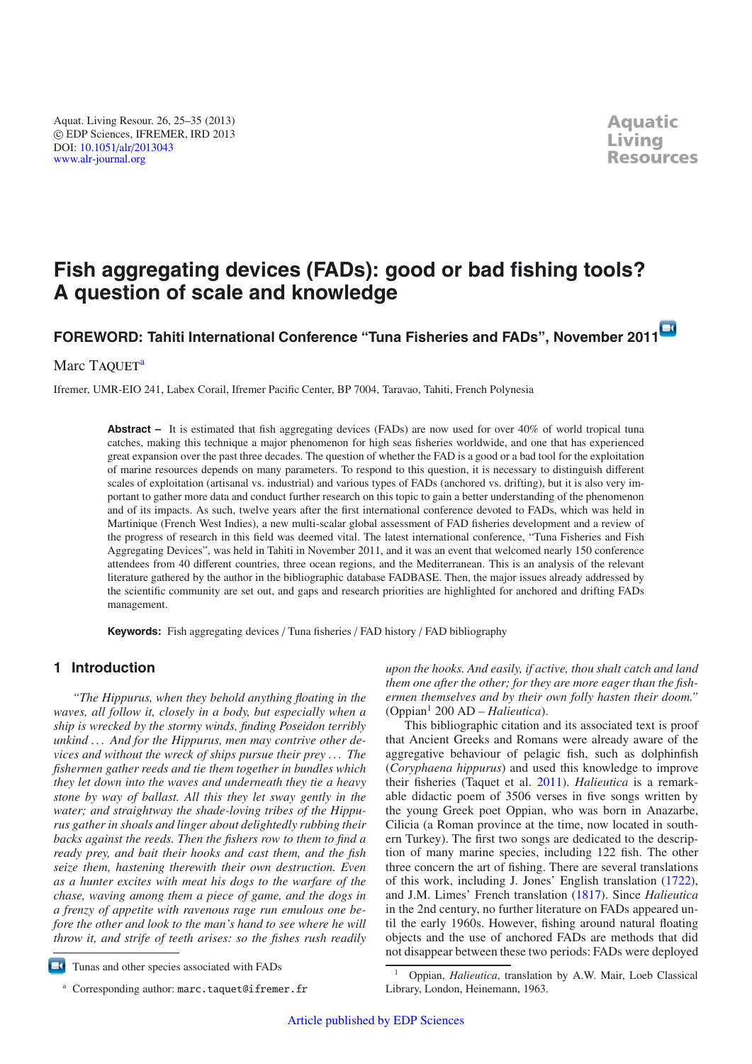# Fish aggregating devices (FADs): good or bad fishing tools? A question of scale and knowledge

## FOREWORD: Tahiti International Conference "Tuna Fisheries and FADs", November 2011

Marc Taquet[a]

Ifremer, UMR-EIO 241, Labex Corail, Ifremer Pacific Center, BP 7004, Taravao, Tahiti, French Polynesia

**Abstract –** It is estimated that fish aggregating devices (FADs) are now used for over 40% of world tropical tuna catches, making this technique a major phenomenon for high seas fisheries worldwide, and one that has experienced great expansion over the past three decades. The question of whether the FAD is a good or a bad tool for the exploitation of marine resources depends on many parameters. To respond to this question, it is necessary to distinguish different scales of exploitation (artisanal vs. industrial) and various types of FADs (anchored vs. drifting), but it is also very important to gather more data and conduct further research on this topic to gain a better understanding of the phenomenon and of its impacts. As such, twelve years after the first international conference devoted to FADs, which was held in Martinique (French West Indies), a new multi-scalar global assessment of FAD fisheries development and a review of the progress of research in this field was deemed vital. The latest international conference, "Tuna Fisheries and Fish Aggregating Devices", was held in Tahiti in November 2011, and it was an event that welcomed nearly 150 conference attendees from 40 different countries, three ocean regions, and the Mediterranean. This is an analysis of the relevant literature gathered by the author in the bibliographic database FADBASE. Then, the major issues already addressed by the scientific community are set out, and gaps and research priorities are highlighted for anchored and drifting FADs management.

**Keywords:** Fish aggregating devices / Tuna fisheries / FAD history / FAD bibliography

## 1 Introduction

*"The Hippurus, when they behold anything floating in the waves, all follow it, closely in a body, but especially when a ship is wrecked by the stormy winds, finding Poseidon terribly unkind ... And for the Hippurus, men may contrive other devices and without the wreck of ships pursue their prey ... The fishermen gather reeds and tie them together in bundles which they let down into the waves and underneath they tie a heavy stone by way of ballast. All this they let sway gently in the water; and straightway the shade-loving tribes of the Hippurus gather in shoals and linger about delightedly rubbing their backs against the reeds. Then the fishers row to them to find a ready prey, and bait their hooks and cast them, and the fish seize them, hastening therewith their own destruction. Even as a hunter excites with meat his dogs to the warfare of the chase, waving among them a piece of game, and the dogs in a frenzy of appetite with ravenous rage run emulous one before the other and look to the man's hand to see where he will throw it, and strife of teeth arises: so the fishes rush readily upon the hooks. And easily, if active, thou shalt catch and land them one after the other; for they are more eager than the fishermen themselves and by their own folly hasten their doom."* (Oppian[1] 200 AD – *Halieutica*).

This bibliographic citation and its associated text is proof that Ancient Greeks and Romans were already aware of the aggregative behaviour of pelagic fish, such as dolphinfish (*Coryphaena hippurus*) and used this knowledge to improve their fisheries (Taquet et al. 2011). *Halieutica* is a remarkable didactic poem of 3506 verses in five songs written by the young Greek poet Oppian, who was born in Anazarbe, Cilicia (a Roman province at the time, now located in southern Turkey). The first two songs are dedicated to the description of many marine species, including 122 fish. The other three concern the art of fishing. There are several translations of this work, including J. Jones' English translation (1722), and J.M. Limes' French translation (1817). Since *Halieutica* in the 2nd century, no further literature on FADs appeared until the early 1960s. However, fishing around natural floating objects and the use of anchored FADs are methods that did not disappear between these two periods: FADs were deployed

Tunas and other species associated with FADs

[a] Corresponding author: marc.taquet@ifremer.fr

[1] Oppian, *Halieutica*, translation by A.W. Mair, Loeb Classical Library, London, Heinemann, 1963.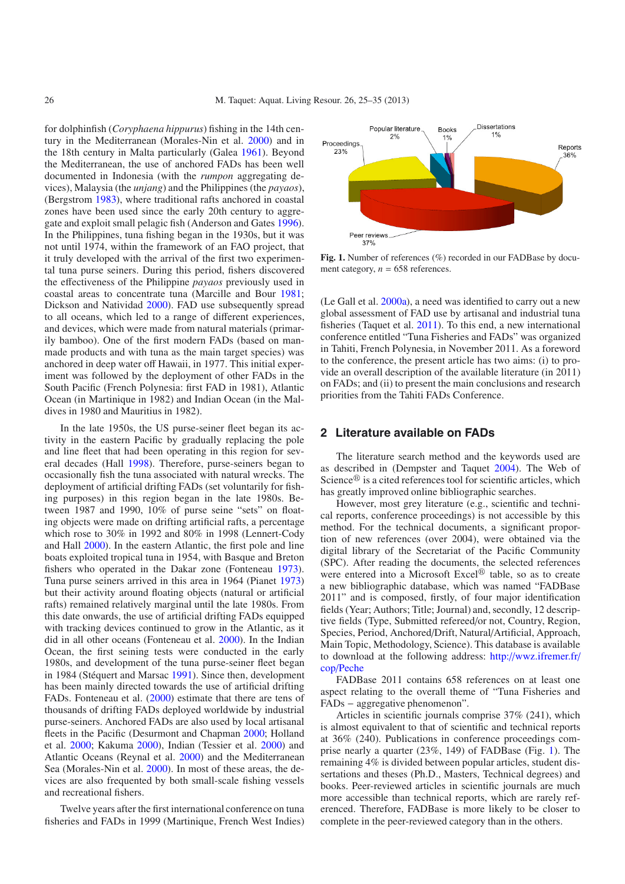for dolphinfish (*Coryphaena hippurus*) fishing in the 14th century in the Mediterranean (Morales-Nin et al. 2000) and in the 18th century in Malta particularly (Galea 1961). Beyond the Mediterranean, the use of anchored FADs has been well documented in Indonesia (with the *rumpon* aggregating devices), Malaysia (the *unjang*) and the Philippines (the *payaos*), (Bergstrom 1983), where traditional rafts anchored in coastal zones have been used since the early 20th century to aggregate and exploit small pelagic fish (Anderson and Gates 1996). In the Philippines, tuna fishing began in the 1930s, but it was not until 1974, within the framework of an FAO project, that it truly developed with the arrival of the first two experimental tuna purse seiners. During this period, fishers discovered the effectiveness of the Philippine *payaos* previously used in coastal areas to concentrate tuna (Marcille and Bour 1981; Dickson and Natividad 2000). FAD use subsequently spread to all oceans, which led to a range of different experiences, and devices, which were made from natural materials (primarily bamboo). One of the first modern FADs (based on man-made products and with tuna as the main target species) was anchored in deep water off Hawaii, in 1977. This initial experiment was followed by the deployment of other FADs in the South Pacific (French Polynesia: first FAD in 1981), Atlantic Ocean (in Martinique in 1982) and Indian Ocean (in the Maldives in 1980 and Mauritius in 1982).

In the late 1950s, the US purse-seiner fleet began its activity in the eastern Pacific by gradually replacing the pole and line fleet that had been operating in this region for several decades (Hall 1998). Therefore, purse-seiners began to occasionally fish the tuna associated with natural wrecks. The deployment of artificial drifting FADs (set voluntarily for fishing purposes) in this region began in the late 1980s. Between 1987 and 1990, 10% of purse seine "sets" on floating objects were made on drifting artificial rafts, a percentage which rose to 30% in 1992 and 80% in 1998 (Lennert-Cody and Hall 2000). In the eastern Atlantic, the first pole and line boats exploited tropical tuna in 1954, with Basque and Breton fishers who operated in the Dakar zone (Fonteneau 1973). Tuna purse seiners arrived in this area in 1964 (Pianet 1973) but their activity around floating objects (natural or artificial rafts) remained relatively marginal until the late 1980s. From this date onwards, the use of artificial drifting FADs equipped with tracking devices continued to grow in the Atlantic, as it did in all other oceans (Fonteneau et al. 2000). In the Indian Ocean, the first seining tests were conducted in the early 1980s, and development of the tuna purse-seiner fleet began in 1984 (Stéquert and Marsac 1991). Since then, development has been mainly directed towards the use of artificial drifting FADs. Fonteneau et al. (2000) estimate that there are tens of thousands of drifting FADs deployed worldwide by industrial purse-seiners. Anchored FADs are also used by local artisanal fleets in the Pacific (Desurmont and Chapman 2000; Holland et al. 2000; Kakuma 2000), Indian (Tessier et al. 2000) and Atlantic Oceans (Reynal et al. 2000) and the Mediterranean Sea (Morales-Nin et al. 2000). In most of these areas, the devices are also frequented by both small-scale fishing vessels and recreational fishers.

Twelve years after the first international conference on tuna fisheries and FADs in 1999 (Martinique, French West Indies) (Le Gall et al. 2000a), a need was identified to carry out a new global assessment of FAD use by artisanal and industrial tuna fisheries (Taquet et al. 2011). To this end, a new international conference entitled "Tuna Fisheries and FADs" was organized in Tahiti, French Polynesia, in November 2011. As a foreword to the conference, the present article has two aims: (i) to provide an overall description of the available literature (in 2011) on FADs; and (ii) to present the main conclusions and research priorities from the Tahiti FADs Conference.

Popular literature 2% | Books 1% | Dissertations 1% | Proceedings 23% | Reports 36% | Peer reviews 37%

**Fig. 1.** Number of references (%) recorded in our FADBase by document category, $n = 658$ references.

## 2 Literature available on FADs

The literature search method and the keywords used are as described in (Dempster and Taquet 2004). The Web of Science® is a cited references tool for scientific articles, which has greatly improved online bibliographic searches.

However, most grey literature (e.g., scientific and technical reports, conference proceedings) is not accessible by this method. For the technical documents, a significant proportion of new references (over 2004), were obtained via the digital library of the Secretariat of the Pacific Community (SPC). After reading the documents, the selected references were entered into a Microsoft Excel® table, so as to create a new bibliographic database, which was named "FADBase 2011" and is composed, firstly, of four major identification fields (Year; Authors; Title; Journal) and, secondly, 12 descriptive fields (Type, Submitted refereed/or not, Country, Region, Species, Period, Anchored/Drift, Natural/Artificial, Approach, Main Topic, Methodology, Science). This database is available to download at the following address: http://wwz.ifremer.fr/cop/Peche

FADBase 2011 contains 658 references on at least one aspect relating to the overall theme of "Tuna Fisheries and FADs – aggregative phenomenon".

Articles in scientific journals comprise 37% (241), which is almost equivalent to that of scientific and technical reports at 36% (240). Publications in conference proceedings comprise nearly a quarter (23%, 149) of FADBase (Fig. 1). The remaining 4% is divided between popular articles, student dissertations and theses (Ph.D., Masters, Technical degrees) and books. Peer-reviewed articles in scientific journals are much more accessible than technical reports, which are rarely referenced. Therefore, FADBase is more likely to be closer to complete in the peer-reviewed category than in the others.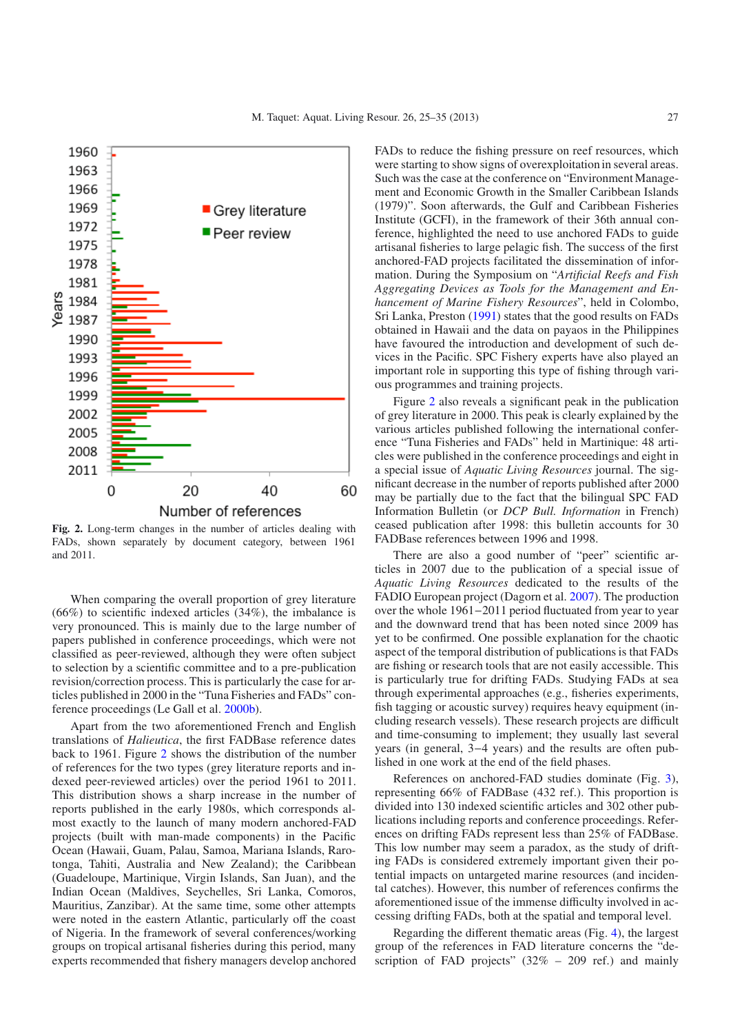**Fig. 2.** Long-term changes in the number of articles dealing with FADs, shown separately by document category, between 1961 and 2011.

When comparing the overall proportion of grey literature (66%) to scientific indexed articles (34%), the imbalance is very pronounced. This is mainly due to the large number of papers published in conference proceedings, which were not classified as peer-reviewed, although they were often subject to selection by a scientific committee and to a pre-publication revision/correction process. This is particularly the case for articles published in 2000 in the "Tuna Fisheries and FADs" conference proceedings (Le Gall et al. 2000b).

Apart from the two aforementioned French and English translations of *Halieutica*, the first FADBase reference dates back to 1961. Figure 2 shows the distribution of the number of references for the two types (grey literature reports and indexed peer-reviewed articles) over the period 1961 to 2011. This distribution shows a sharp increase in the number of reports published in the early 1980s, which corresponds almost exactly to the launch of many modern anchored-FAD projects (built with man-made components) in the Pacific Ocean (Hawaii, Guam, Palau, Samoa, Mariana Islands, Rarotonga, Tahiti, Australia and New Zealand); the Caribbean (Guadeloupe, Martinique, Virgin Islands, San Juan), and the Indian Ocean (Maldives, Seychelles, Sri Lanka, Comoros, Mauritius, Zanzibar). At the same time, some other attempts were noted in the eastern Atlantic, particularly off the coast of Nigeria. In the framework of several conferences/working groups on tropical artisanal fisheries during this period, many experts recommended that fishery managers develop anchored FADs to reduce the fishing pressure on reef resources, which were starting to show signs of overexploitation in several areas. Such was the case at the conference on "Environment Management and Economic Growth in the Smaller Caribbean Islands (1979)". Soon afterwards, the Gulf and Caribbean Fisheries Institute (GCFI), in the framework of their 36th annual conference, highlighted the need to use anchored FADs to guide artisanal fisheries to large pelagic fish. The success of the first anchored-FAD projects facilitated the dissemination of information. During the Symposium on "*Artificial Reefs and Fish Aggregating Devices as Tools for the Management and Enhancement of Marine Fishery Resources*", held in Colombo, Sri Lanka, Preston (1991) states that the good results on FADs obtained in Hawaii and the data on payaos in the Philippines have favoured the introduction and development of such devices in the Pacific. SPC Fishery experts have also played an important role in supporting this type of fishing through various programmes and training projects.

Figure 2 also reveals a significant peak in the publication of grey literature in 2000. This peak is clearly explained by the various articles published following the international conference "Tuna Fisheries and FADs" held in Martinique: 48 articles were published in the conference proceedings and eight in a special issue of *Aquatic Living Resources* journal. The significant decrease in the number of reports published after 2000 may be partially due to the fact that the bilingual SPC FAD Information Bulletin (or *DCP Bull. Information* in French) ceased publication after 1998: this bulletin accounts for 30 FADBase references between 1996 and 1998.

There are also a good number of "peer" scientific articles in 2007 due to the publication of a special issue of *Aquatic Living Resources* dedicated to the results of the FADIO European project (Dagorn et al. 2007). The production over the whole 1961–2011 period fluctuated from year to year and the downward trend that has been noted since 2009 has yet to be confirmed. One possible explanation for the chaotic aspect of the temporal distribution of publications is that FADs are fishing or research tools that are not easily accessible. This is particularly true for drifting FADs. Studying FADs at sea through experimental approaches (e.g., fisheries experiments, fish tagging or acoustic survey) requires heavy equipment (including research vessels). These research projects are difficult and time-consuming to implement; they usually last several years (in general, 3–4 years) and the results are often published in one work at the end of the field phases.

References on anchored-FAD studies dominate (Fig. 3), representing 66% of FADBase (432 ref.). This proportion is divided into 130 indexed scientific articles and 302 other publications including reports and conference proceedings. References on drifting FADs represent less than 25% of FADBase. This low number may seem a paradox, as the study of drifting FADs is considered extremely important given their potential impacts on untargeted marine resources (and incidental catches). However, this number of references confirms the aforementioned issue of the immense difficulty involved in accessing drifting FADs, both at the spatial and temporal level.

Regarding the different thematic areas (Fig. 4), the largest group of the references in FAD literature concerns the "description of FAD projects" (32% – 209 ref.) and mainly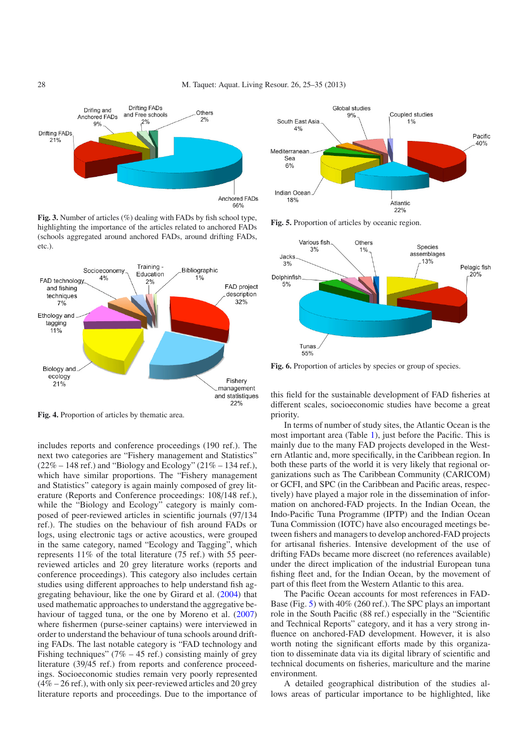Fig. 3. Number of articles (%) dealing with FADs by fish school type, highlighting the importance of the articles related to anchored FADs (schools aggregated around anchored FADs, around drifting FADs, etc.).

Fig. 4. Proportion of articles by thematic area.

Fig. 5. Proportion of articles by oceanic region.

Fig. 6. Proportion of articles by species or group of species.

includes reports and conference proceedings (190 ref.). The next two categories are "Fishery management and Statistics" (22% – 148 ref.) and "Biology and Ecology" (21% – 134 ref.), which have similar proportions. The "Fishery management and Statistics" category is again mainly composed of grey literature (Reports and Conference proceedings: 108/148 ref.), while the "Biology and Ecology" category is mainly composed of peer-reviewed articles in scientific journals (97/134 ref.). The studies on the behaviour of fish around FADs or logs, using electronic tags or active acoustics, were grouped in the same category, named "Ecology and Tagging", which represents 11% of the total literature (75 ref.) with 55 peer-reviewed articles and 20 grey literature works (reports and conference proceedings). This category also includes certain studies using different approaches to help understand fish aggregating behaviour, like the one by Girard et al. (2004) that used mathematic approaches to understand the aggregative behaviour of tagged tuna, or the one by Moreno et al. (2007) where fishermen (purse-seiner captains) were interviewed in order to understand the behaviour of tuna schools around drifting FADs. The last notable category is "FAD technology and Fishing techniques" (7% – 45 ref.) consisting mainly of grey literature (39/45 ref.) from reports and conference proceedings. Socioeconomic studies remain very poorly represented (4% – 26 ref.), with only six peer-reviewed articles and 20 grey literature reports and proceedings. Due to the importance of this field for the sustainable development of FAD fisheries at different scales, socioeconomic studies have become a great priority.

In terms of number of study sites, the Atlantic Ocean is the most important area (Table 1), just before the Pacific. This is mainly due to the many FAD projects developed in the Western Atlantic and, more specifically, in the Caribbean region. In both these parts of the world it is very likely that regional organizations such as The Caribbean Community (CARICOM) or GCFI, and SPC (in the Caribbean and Pacific areas, respectively) have played a major role in the dissemination of information on anchored-FAD projects. In the Indian Ocean, the Indo-Pacific Tuna Programme (IPTP) and the Indian Ocean Tuna Commission (IOTC) have also encouraged meetings between fishers and managers to develop anchored-FAD projects for artisanal fisheries. Intensive development of the use of drifting FADs became more discreet (no references available) under the direct implication of the industrial European tuna fishing fleet and, for the Indian Ocean, by the movement of part of this fleet from the Western Atlantic to this area.

The Pacific Ocean accounts for most references in FAD-Base (Fig. 5) with 40% (260 ref.). The SPC plays an important role in the South Pacific (88 ref.) especially in the "Scientific and Technical Reports" category, and it has a very strong influence on anchored-FAD development. However, it is also worth noting the significant efforts made by this organization to disseminate data via its digital library of scientific and technical documents on fisheries, mariculture and the marine environment.

A detailed geographical distribution of the studies allows areas of particular importance to be highlighted, like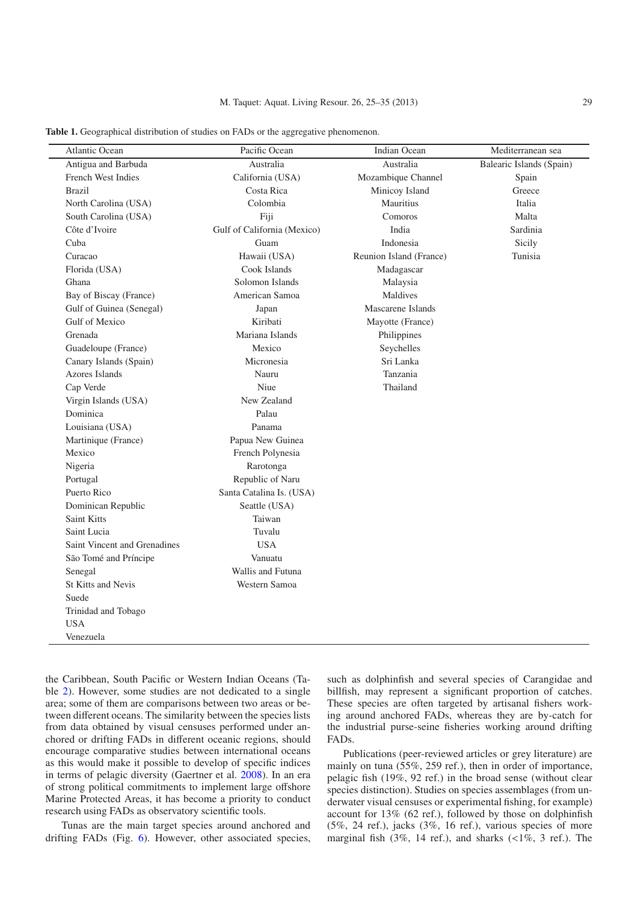**Table 1.** Geographical distribution of studies on FADs or the aggregative phenomenon.

| Atlantic Ocean | Pacific Ocean | Indian Ocean | Mediterranean sea |
|---|---|---|---|
| Antigua and Barbuda | Australia | Australia | Balearic Islands (Spain) |
| French West Indies | California (USA) | Mozambique Channel | Spain |
| Brazil | Costa Rica | Minicoy Island | Greece |
| North Carolina (USA) | Colombia | Mauritius | Italia |
| South Carolina (USA) | Fiji | Comoros | Malta |
| Côte d'Ivoire | Gulf of California (Mexico) | India | Sardinia |
| Cuba | Guam | Indonesia | Sicily |
| Curacao | Hawaii (USA) | Reunion Island (France) | Tunisia |
| Florida (USA) | Cook Islands | Madagascar | |
| Ghana | Solomon Islands | Malaysia | |
| Bay of Biscay (France) | American Samoa | Maldives | |
| Gulf of Guinea (Senegal) | Japan | Mascarene Islands | |
| Gulf of Mexico | Kiribati | Mayotte (France) | |
| Grenada | Mariana Islands | Philippines | |
| Guadeloupe (France) | Mexico | Seychelles | |
| Canary Islands (Spain) | Micronesia | Sri Lanka | |
| Azores Islands | Nauru | Tanzania | |
| Cap Verde | Niue | Thailand | |
| Virgin Islands (USA) | New Zealand | | |
| Dominica | Palau | | |
| Louisiana (USA) | Panama | | |
| Martinique (France) | Papua New Guinea | | |
| Mexico | French Polynesia | | |
| Nigeria | Rarotonga | | |
| Portugal | Republic of Naru | | |
| Puerto Rico | Santa Catalina Is. (USA) | | |
| Dominican Republic | Seattle (USA) | | |
| Saint Kitts | Taiwan | | |
| Saint Lucia | Tuvalu | | |
| Saint Vincent and Grenadines | USA | | |
| São Tomé and Príncipe | Vanuatu | | |
| Senegal | Wallis and Futuna | | |
| St Kitts and Nevis | Western Samoa | | |
| Suede | | | |
| Trinidad and Tobago | | | |
| USA | | | |
| Venezuela | | | |

the Caribbean, South Pacific or Western Indian Oceans (Table 2). However, some studies are not dedicated to a single area; some of them are comparisons between two areas or between different oceans. The similarity between the species lists from data obtained by visual censuses performed under anchored or drifting FADs in different oceanic regions, should encourage comparative studies between international oceans as this would make it possible to develop of specific indices in terms of pelagic diversity (Gaertner et al. 2008). In an era of strong political commitments to implement large offshore Marine Protected Areas, it has become a priority to conduct research using FADs as observatory scientific tools.

Tunas are the main target species around anchored and drifting FADs (Fig. 6). However, other associated species, such as dolphinfish and several species of Carangidae and billfish, may represent a significant proportion of catches. These species are often targeted by artisanal fishers working around anchored FADs, whereas they are by-catch for the industrial purse-seine fisheries working around drifting FADs.

Publications (peer-reviewed articles or grey literature) are mainly on tuna (55%, 259 ref.), then in order of importance, pelagic fish (19%, 92 ref.) in the broad sense (without clear species distinction). Studies on species assemblages (from underwater visual censuses or experimental fishing, for example) account for 13% (62 ref.), followed by those on dolphinfish (5%, 24 ref.), jacks (3%, 16 ref.), various species of more marginal fish (3%, 14 ref.), and sharks (<1%, 3 ref.). The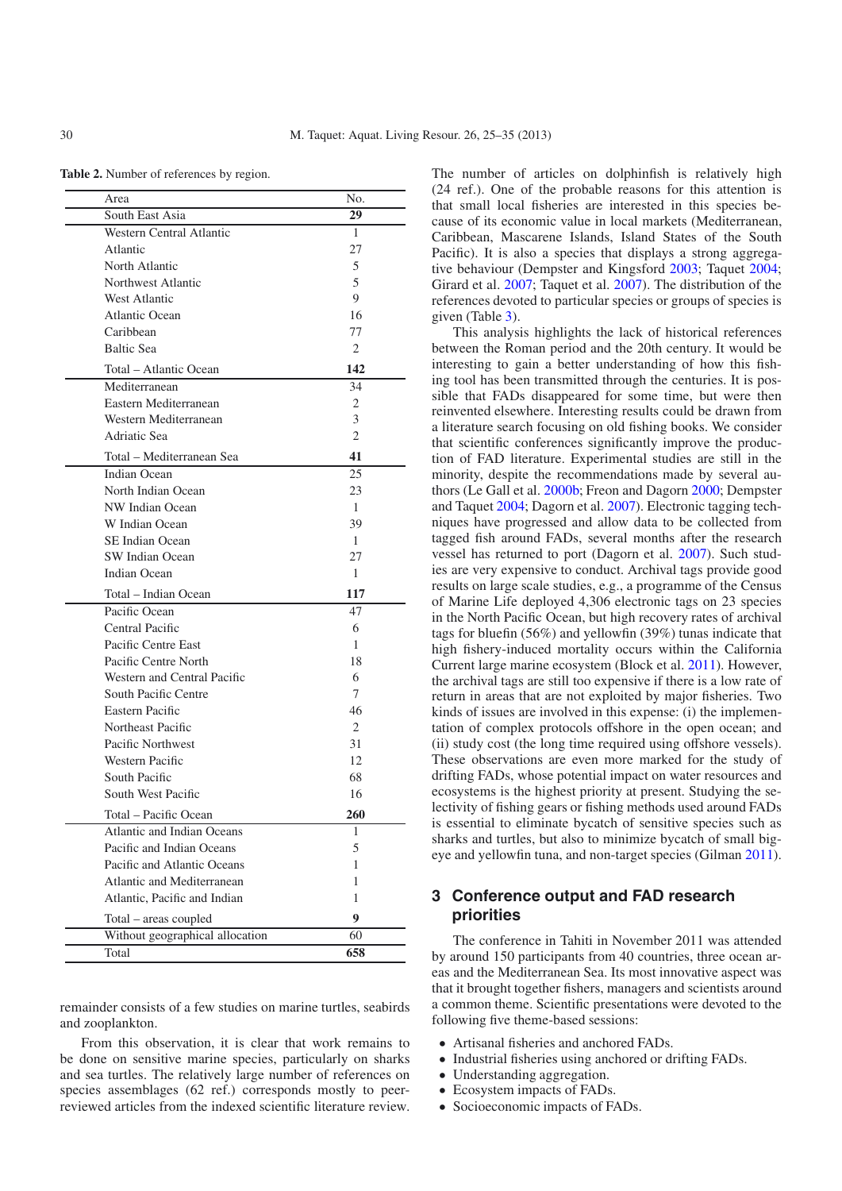**Table 2.** Number of references by region.

| Area | No. |
|---|---|
| South East Asia | **29** |
| Western Central Atlantic | 1 |
| Atlantic | 27 |
| North Atlantic | 5 |
| Northwest Atlantic | 5 |
| West Atlantic | 9 |
| Atlantic Ocean | 16 |
| Caribbean | 77 |
| Baltic Sea | 2 |
| Total – Atlantic Ocean | **142** |
| Mediterranean | 34 |
| Eastern Mediterranean | 2 |
| Western Mediterranean | 3 |
| Adriatic Sea | 2 |
| Total – Mediterranean Sea | **41** |
| Indian Ocean | 25 |
| North Indian Ocean | 23 |
| NW Indian Ocean | 1 |
| W Indian Ocean | 39 |
| SE Indian Ocean | 1 |
| SW Indian Ocean | 27 |
| Indian Ocean | 1 |
| Total – Indian Ocean | **117** |
| Pacific Ocean | 47 |
| Central Pacific | 6 |
| Pacific Centre East | 1 |
| Pacific Centre North | 18 |
| Western and Central Pacific | 6 |
| South Pacific Centre | 7 |
| Eastern Pacific | 46 |
| Northeast Pacific | 2 |
| Pacific Northwest | 31 |
| Western Pacific | 12 |
| South Pacific | 68 |
| South West Pacific | 16 |
| Total – Pacific Ocean | **260** |
| Atlantic and Indian Oceans | 1 |
| Pacific and Indian Oceans | 5 |
| Pacific and Atlantic Oceans | 1 |
| Atlantic and Mediterranean | 1 |
| Atlantic, Pacific and Indian | 1 |
| Total – areas coupled | **9** |
| Without geographical allocation | 60 |
| Total | **658** |

remainder consists of a few studies on marine turtles, seabirds and zooplankton.

From this observation, it is clear that work remains to be done on sensitive marine species, particularly on sharks and sea turtles. The relatively large number of references on species assemblages (62 ref.) corresponds mostly to peer-reviewed articles from the indexed scientific literature review. The number of articles on dolphinfish is relatively high (24 ref.). One of the probable reasons for this attention is that small local fisheries are interested in this species because of its economic value in local markets (Mediterranean, Caribbean, Mascarene Islands, Island States of the South Pacific). It is also a species that displays a strong aggregative behaviour (Dempster and Kingsford 2003; Taquet 2004; Girard et al. 2007; Taquet et al. 2007). The distribution of the references devoted to particular species or groups of species is given (Table 3).

This analysis highlights the lack of historical references between the Roman period and the 20th century. It would be interesting to gain a better understanding of how this fishing tool has been transmitted through the centuries. It is possible that FADs disappeared for some time, but were then reinvented elsewhere. Interesting results could be drawn from a literature search focusing on old fishing books. We consider that scientific conferences significantly improve the production of FAD literature. Experimental studies are still in the minority, despite the recommendations made by several authors (Le Gall et al. 2000b; Freon and Dagorn 2000; Dempster and Taquet 2004; Dagorn et al. 2007). Electronic tagging techniques have progressed and allow data to be collected from tagged fish around FADs, several months after the research vessel has returned to port (Dagorn et al. 2007). Such studies are very expensive to conduct. Archival tags provide good results on large scale studies, e.g., a programme of the Census of Marine Life deployed 4,306 electronic tags on 23 species in the North Pacific Ocean, but high recovery rates of archival tags for bluefin (56%) and yellowfin (39%) tunas indicate that high fishery-induced mortality occurs within the California Current large marine ecosystem (Block et al. 2011). However, the archival tags are still too expensive if there is a low rate of return in areas that are not exploited by major fisheries. Two kinds of issues are involved in this expense: (i) the implementation of complex protocols offshore in the open ocean; and (ii) study cost (the long time required using offshore vessels). These observations are even more marked for the study of drifting FADs, whose potential impact on water resources and ecosystems is the highest priority at present. Studying the selectivity of fishing gears or fishing methods used around FADs is essential to eliminate bycatch of sensitive species such as sharks and turtles, but also to minimize bycatch of small bigeye and yellowfin tuna, and non-target species (Gilman 2011).

## 3 Conference output and FAD research priorities

The conference in Tahiti in November 2011 was attended by around 150 participants from 40 countries, three ocean areas and the Mediterranean Sea. Its most innovative aspect was that it brought together fishers, managers and scientists around a common theme. Scientific presentations were devoted to the following five theme-based sessions:

- Artisanal fisheries and anchored FADs.
- Industrial fisheries using anchored or drifting FADs.
- Understanding aggregation.
- Ecosystem impacts of FADs.
- Socioeconomic impacts of FADs.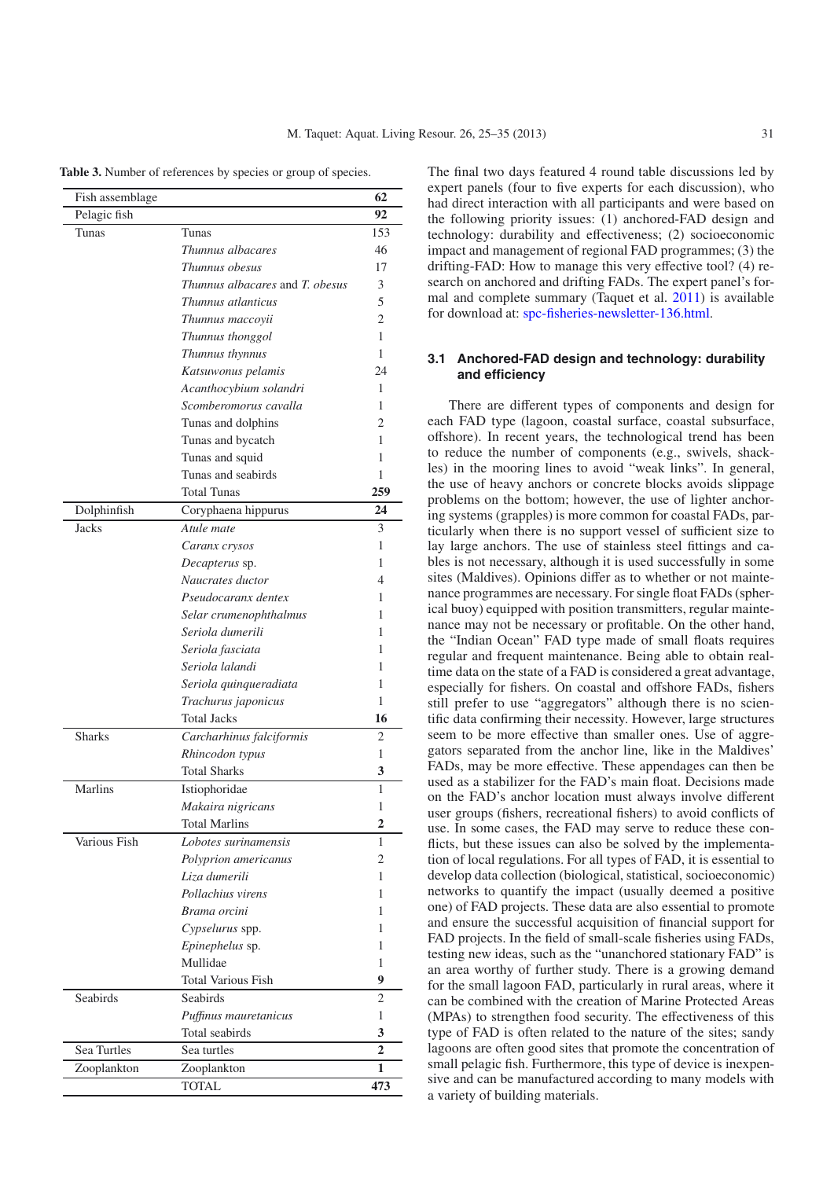**Table 3.** Number of references by species or group of species.

| | | |
|---|---|---|
| Fish assemblage | | **62** |
| Pelagic fish | | **92** |
| Tunas | Tunas | 153 |
| | *Thunnus albacares* | 46 |
| | *Thunnus obesus* | 17 |
| | *Thunnus albacares* and *T. obesus* | 3 |
| | *Thunnus atlanticus* | 5 |
| | *Thunnus maccoyii* | 2 |
| | *Thunnus thonggol* | 1 |
| | *Thunnus thynnus* | 1 |
| | *Katsuwonus pelamis* | 24 |
| | *Acanthocybium solandri* | 1 |
| | *Scomberomorus cavalla* | 1 |
| | Tunas and dolphins | 2 |
| | Tunas and bycatch | 1 |
| | Tunas and squid | 1 |
| | Tunas and seabirds | 1 |
| | Total Tunas | **259** |
| Dolphinfish | Coryphaena hippurus | **24** |
| Jacks | *Atule mate* | 3 |
| | *Caranx crysos* | 1 |
| | *Decapterus* sp. | 1 |
| | *Naucrates ductor* | 4 |
| | *Pseudocaranx dentex* | 1 |
| | *Selar crumenophthalmus* | 1 |
| | *Seriola dumerili* | 1 |
| | *Seriola fasciata* | 1 |
| | *Seriola lalandi* | 1 |
| | *Seriola quinqueradiata* | 1 |
| | *Trachurus japonicus* | 1 |
| | Total Jacks | **16** |
| Sharks | *Carcharhinus falciformis* | 2 |
| | *Rhincodon typus* | 1 |
| | Total Sharks | **3** |
| Marlins | Istiophoridae | 1 |
| | *Makaira nigricans* | 1 |
| | Total Marlins | **2** |
| Various Fish | *Lobotes surinamensis* | 1 |
| | *Polyprion americanus* | 2 |
| | *Liza dumerili* | 1 |
| | *Pollachius virens* | 1 |
| | *Brama orcini* | 1 |
| | *Cypselurus* spp. | 1 |
| | *Epinephelus* sp. | 1 |
| | Mullidae | 1 |
| | Total Various Fish | **9** |
| Seabirds | Seabirds | 2 |
| | *Puffinus mauretanicus* | 1 |
| | Total seabirds | **3** |
| Sea Turtles | Sea turtles | **2** |
| Zooplankton | Zooplankton | **1** |
| | TOTAL | **473** |

The final two days featured 4 round table discussions led by expert panels (four to five experts for each discussion), who had direct interaction with all participants and were based on the following priority issues: (1) anchored-FAD design and technology: durability and effectiveness; (2) socioeconomic impact and management of regional FAD programmes; (3) the drifting-FAD: How to manage this very effective tool? (4) research on anchored and drifting FADs. The expert panel's formal and complete summary (Taquet et al. 2011) is available for download at: spc-fisheries-newsletter-136.html.

### 3.1 Anchored-FAD design and technology: durability and efficiency

There are different types of components and design for each FAD type (lagoon, coastal surface, coastal subsurface, offshore). In recent years, the technological trend has been to reduce the number of components (e.g., swivels, shackles) in the mooring lines to avoid "weak links". In general, the use of heavy anchors or concrete blocks avoids slippage problems on the bottom; however, the use of lighter anchoring systems (grapples) is more common for coastal FADs, particularly when there is no support vessel of sufficient size to lay large anchors. The use of stainless steel fittings and cables is not necessary, although it is used successfully in some sites (Maldives). Opinions differ as to whether or not maintenance programmes are necessary. For single float FADs (spherical buoy) equipped with position transmitters, regular maintenance may not be necessary or profitable. On the other hand, the "Indian Ocean" FAD type made of small floats requires regular and frequent maintenance. Being able to obtain real-time data on the state of a FAD is considered a great advantage, especially for fishers. On coastal and offshore FADs, fishers still prefer to use "aggregators" although there is no scientific data confirming their necessity. However, large structures seem to be more effective than smaller ones. Use of aggregators separated from the anchor line, like in the Maldives' FADs, may be more effective. These appendages can then be used as a stabilizer for the FAD's main float. Decisions made on the FAD's anchor location must always involve different user groups (fishers, recreational fishers) to avoid conflicts of use. In some cases, the FAD may serve to reduce these conflicts, but these issues can also be solved by the implementation of local regulations. For all types of FAD, it is essential to develop data collection (biological, statistical, socioeconomic) networks to quantify the impact (usually deemed a positive one) of FAD projects. These data are also essential to promote and ensure the successful acquisition of financial support for FAD projects. In the field of small-scale fisheries using FADs, testing new ideas, such as the "unanchored stationary FAD" is an area worthy of further study. There is a growing demand for the small lagoon FAD, particularly in rural areas, where it can be combined with the creation of Marine Protected Areas (MPAs) to strengthen food security. The effectiveness of this type of FAD is often related to the nature of the sites; sandy lagoons are often good sites that promote the concentration of small pelagic fish. Furthermore, this type of device is inexpensive and can be manufactured according to many models with a variety of building materials.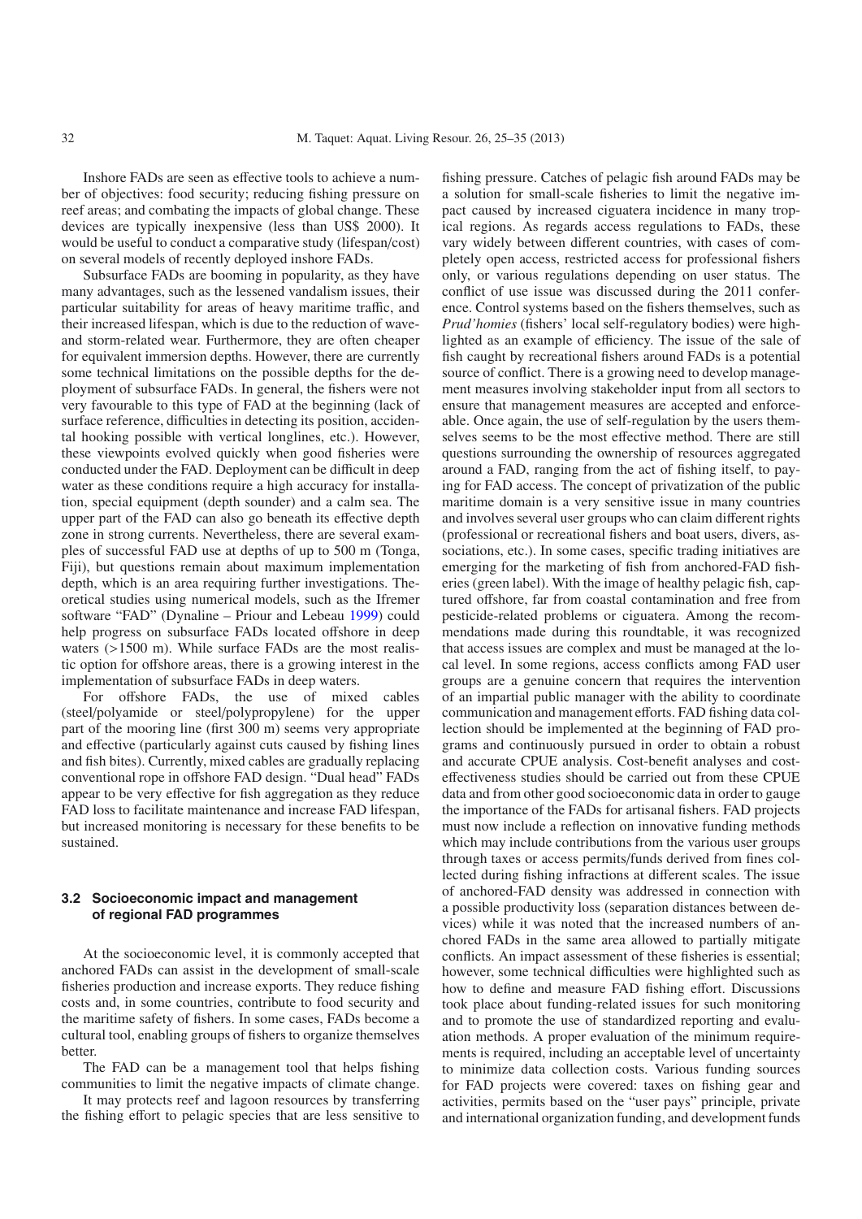Inshore FADs are seen as effective tools to achieve a number of objectives: food security; reducing fishing pressure on reef areas; and combating the impacts of global change. These devices are typically inexpensive (less than US$ 2000). It would be useful to conduct a comparative study (lifespan/cost) on several models of recently deployed inshore FADs.

Subsurface FADs are booming in popularity, as they have many advantages, such as the lessened vandalism issues, their particular suitability for areas of heavy maritime traffic, and their increased lifespan, which is due to the reduction of wave- and storm-related wear. Furthermore, they are often cheaper for equivalent immersion depths. However, there are currently some technical limitations on the possible depths for the deployment of subsurface FADs. In general, the fishers were not very favourable to this type of FAD at the beginning (lack of surface reference, difficulties in detecting its position, accidental hooking possible with vertical longlines, etc.). However, these viewpoints evolved quickly when good fisheries were conducted under the FAD. Deployment can be difficult in deep water as these conditions require a high accuracy for installation, special equipment (depth sounder) and a calm sea. The upper part of the FAD can also go beneath its effective depth zone in strong currents. Nevertheless, there are several examples of successful FAD use at depths of up to 500 m (Tonga, Fiji), but questions remain about maximum implementation depth, which is an area requiring further investigations. Theoretical studies using numerical models, such as the Ifremer software "FAD" (Dynaline – Priour and Lebeau 1999) could help progress on subsurface FADs located offshore in deep waters (>1500 m). While surface FADs are the most realistic option for offshore areas, there is a growing interest in the implementation of subsurface FADs in deep waters.

For offshore FADs, the use of mixed cables (steel/polyamide or steel/polypropylene) for the upper part of the mooring line (first 300 m) seems very appropriate and effective (particularly against cuts caused by fishing lines and fish bites). Currently, mixed cables are gradually replacing conventional rope in offshore FAD design. "Dual head" FADs appear to be very effective for fish aggregation as they reduce FAD loss to facilitate maintenance and increase FAD lifespan, but increased monitoring is necessary for these benefits to be sustained.

### 3.2 Socioeconomic impact and management of regional FAD programmes

At the socioeconomic level, it is commonly accepted that anchored FADs can assist in the development of small-scale fisheries production and increase exports. They reduce fishing costs and, in some countries, contribute to food security and the maritime safety of fishers. In some cases, FADs become a cultural tool, enabling groups of fishers to organize themselves better.

The FAD can be a management tool that helps fishing communities to limit the negative impacts of climate change.

It may protects reef and lagoon resources by transferring the fishing effort to pelagic species that are less sensitive to fishing pressure. Catches of pelagic fish around FADs may be a solution for small-scale fisheries to limit the negative impact caused by increased ciguatera incidence in many tropical regions. As regards access regulations to FADs, these vary widely between different countries, with cases of completely open access, restricted access for professional fishers only, or various regulations depending on user status. The conflict of use issue was discussed during the 2011 conference. Control systems based on the fishers themselves, such as *Prud'homies* (fishers' local self-regulatory bodies) were highlighted as an example of efficiency. The issue of the sale of fish caught by recreational fishers around FADs is a potential source of conflict. There is a growing need to develop management measures involving stakeholder input from all sectors to ensure that management measures are accepted and enforceable. Once again, the use of self-regulation by the users themselves seems to be the most effective method. There are still questions surrounding the ownership of resources aggregated around a FAD, ranging from the act of fishing itself, to paying for FAD access. The concept of privatization of the public maritime domain is a very sensitive issue in many countries and involves several user groups who can claim different rights (professional or recreational fishers and boat users, divers, associations, etc.). In some cases, specific trading initiatives are emerging for the marketing of fish from anchored-FAD fisheries (green label). With the image of healthy pelagic fish, captured offshore, far from coastal contamination and free from pesticide-related problems or ciguatera. Among the recommendations made during this roundtable, it was recognized that access issues are complex and must be managed at the local level. In some regions, access conflicts among FAD user groups are a genuine concern that requires the intervention of an impartial public manager with the ability to coordinate communication and management efforts. FAD fishing data collection should be implemented at the beginning of FAD programs and continuously pursued in order to obtain a robust and accurate CPUE analysis. Cost-benefit analyses and cost-effectiveness studies should be carried out from these CPUE data and from other good socioeconomic data in order to gauge the importance of the FADs for artisanal fishers. FAD projects must now include a reflection on innovative funding methods which may include contributions from the various user groups through taxes or access permits/funds derived from fines collected during fishing infractions at different scales. The issue of anchored-FAD density was addressed in connection with a possible productivity loss (separation distances between devices) while it was noted that the increased numbers of anchored FADs in the same area allowed to partially mitigate conflicts. An impact assessment of these fisheries is essential; however, some technical difficulties were highlighted such as how to define and measure FAD fishing effort. Discussions took place about funding-related issues for such monitoring and to promote the use of standardized reporting and evaluation methods. A proper evaluation of the minimum requirements is required, including an acceptable level of uncertainty to minimize data collection costs. Various funding sources for FAD projects were covered: taxes on fishing gear and activities, permits based on the "user pays" principle, private and international organization funding, and development funds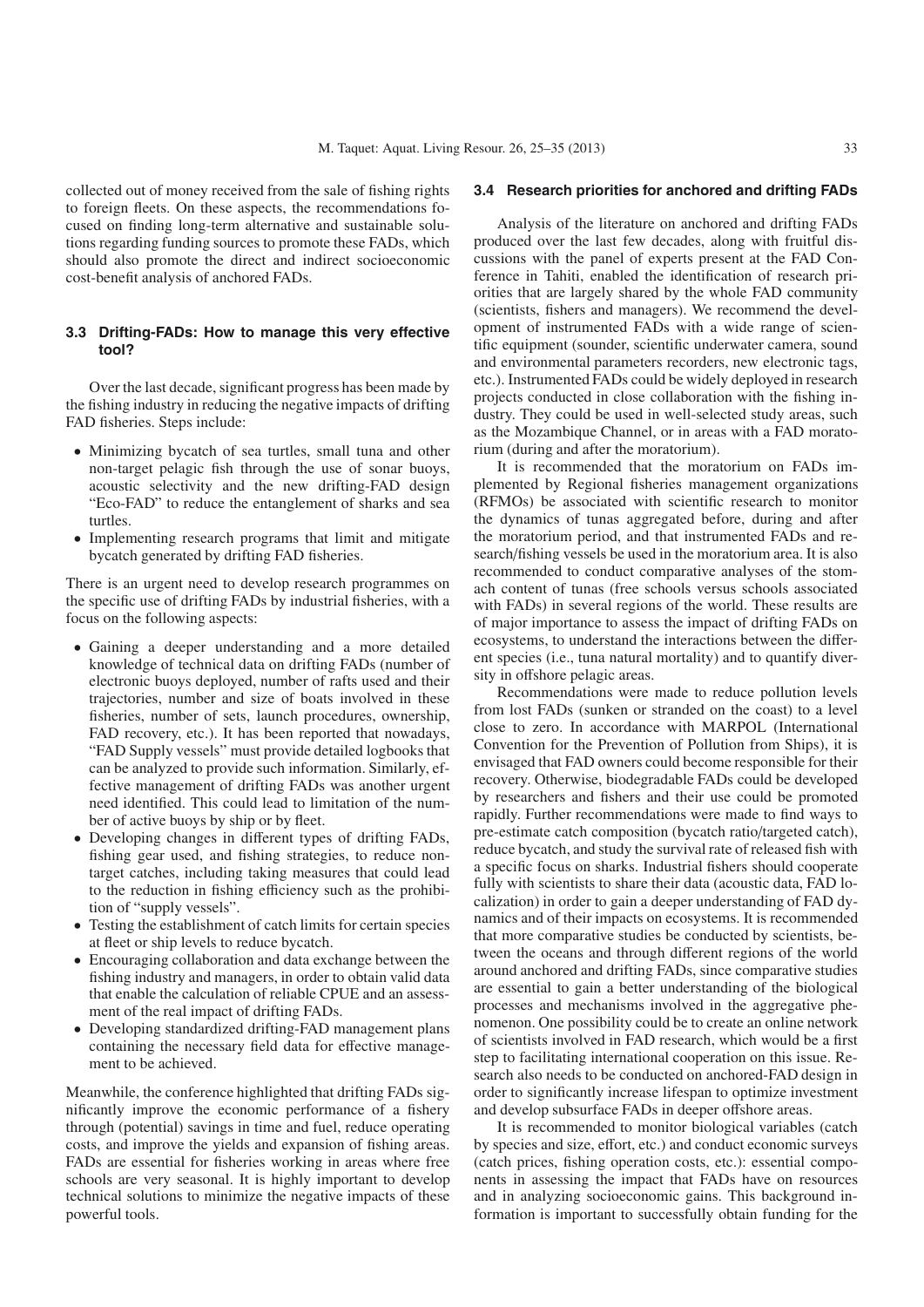collected out of money received from the sale of fishing rights to foreign fleets. On these aspects, the recommendations focused on finding long-term alternative and sustainable solutions regarding funding sources to promote these FADs, which should also promote the direct and indirect socioeconomic cost-benefit analysis of anchored FADs.

### 3.3 Drifting-FADs: How to manage this very effective tool?

Over the last decade, significant progress has been made by the fishing industry in reducing the negative impacts of drifting FAD fisheries. Steps include:

- Minimizing bycatch of sea turtles, small tuna and other non-target pelagic fish through the use of sonar buoys, acoustic selectivity and the new drifting-FAD design "Eco-FAD" to reduce the entanglement of sharks and sea turtles.
- Implementing research programs that limit and mitigate bycatch generated by drifting FAD fisheries.

There is an urgent need to develop research programmes on the specific use of drifting FADs by industrial fisheries, with a focus on the following aspects:

- Gaining a deeper understanding and a more detailed knowledge of technical data on drifting FADs (number of electronic buoys deployed, number of rafts used and their trajectories, number and size of boats involved in these fisheries, number of sets, launch procedures, ownership, FAD recovery, etc.). It has been reported that nowadays, "FAD Supply vessels" must provide detailed logbooks that can be analyzed to provide such information. Similarly, effective management of drifting FADs was another urgent need identified. This could lead to limitation of the number of active buoys by ship or by fleet.
- Developing changes in different types of drifting FADs, fishing gear used, and fishing strategies, to reduce non-target catches, including taking measures that could lead to the reduction in fishing efficiency such as the prohibition of "supply vessels".
- Testing the establishment of catch limits for certain species at fleet or ship levels to reduce bycatch.
- Encouraging collaboration and data exchange between the fishing industry and managers, in order to obtain valid data that enable the calculation of reliable CPUE and an assessment of the real impact of drifting FADs.
- Developing standardized drifting-FAD management plans containing the necessary field data for effective management to be achieved.

Meanwhile, the conference highlighted that drifting FADs significantly improve the economic performance of a fishery through (potential) savings in time and fuel, reduce operating costs, and improve the yields and expansion of fishing areas. FADs are essential for fisheries working in areas where free schools are very seasonal. It is highly important to develop technical solutions to minimize the negative impacts of these powerful tools.

### 3.4 Research priorities for anchored and drifting FADs

Analysis of the literature on anchored and drifting FADs produced over the last few decades, along with fruitful discussions with the panel of experts present at the FAD Conference in Tahiti, enabled the identification of research priorities that are largely shared by the whole FAD community (scientists, fishers and managers). We recommend the development of instrumented FADs with a wide range of scientific equipment (sounder, scientific underwater camera, sound and environmental parameters recorders, new electronic tags, etc.). Instrumented FADs could be widely deployed in research projects conducted in close collaboration with the fishing industry. They could be used in well-selected study areas, such as the Mozambique Channel, or in areas with a FAD moratorium (during and after the moratorium).

It is recommended that the moratorium on FADs implemented by Regional fisheries management organizations (RFMOs) be associated with scientific research to monitor the dynamics of tunas aggregated before, during and after the moratorium period, and that instrumented FADs and research/fishing vessels be used in the moratorium area. It is also recommended to conduct comparative analyses of the stomach content of tunas (free schools versus schools associated with FADs) in several regions of the world. These results are of major importance to assess the impact of drifting FADs on ecosystems, to understand the interactions between the different species (i.e., tuna natural mortality) and to quantify diversity in offshore pelagic areas.

Recommendations were made to reduce pollution levels from lost FADs (sunken or stranded on the coast) to a level close to zero. In accordance with MARPOL (International Convention for the Prevention of Pollution from Ships), it is envisaged that FAD owners could become responsible for their recovery. Otherwise, biodegradable FADs could be developed by researchers and fishers and their use could be promoted rapidly. Further recommendations were made to find ways to pre-estimate catch composition (bycatch ratio/targeted catch), reduce bycatch, and study the survival rate of released fish with a specific focus on sharks. Industrial fishers should cooperate fully with scientists to share their data (acoustic data, FAD localization) in order to gain a deeper understanding of FAD dynamics and of their impacts on ecosystems. It is recommended that more comparative studies be conducted by scientists, between the oceans and through different regions of the world around anchored and drifting FADs, since comparative studies are essential to gain a better understanding of the biological processes and mechanisms involved in the aggregative phenomenon. One possibility could be to create an online network of scientists involved in FAD research, which would be a first step to facilitating international cooperation on this issue. Research also needs to be conducted on anchored-FAD design in order to significantly increase lifespan to optimize investment and develop subsurface FADs in deeper offshore areas.

It is recommended to monitor biological variables (catch by species and size, effort, etc.) and conduct economic surveys (catch prices, fishing operation costs, etc.): essential components in assessing the impact that FADs have on resources and in analyzing socioeconomic gains. This background information is important to successfully obtain funding for the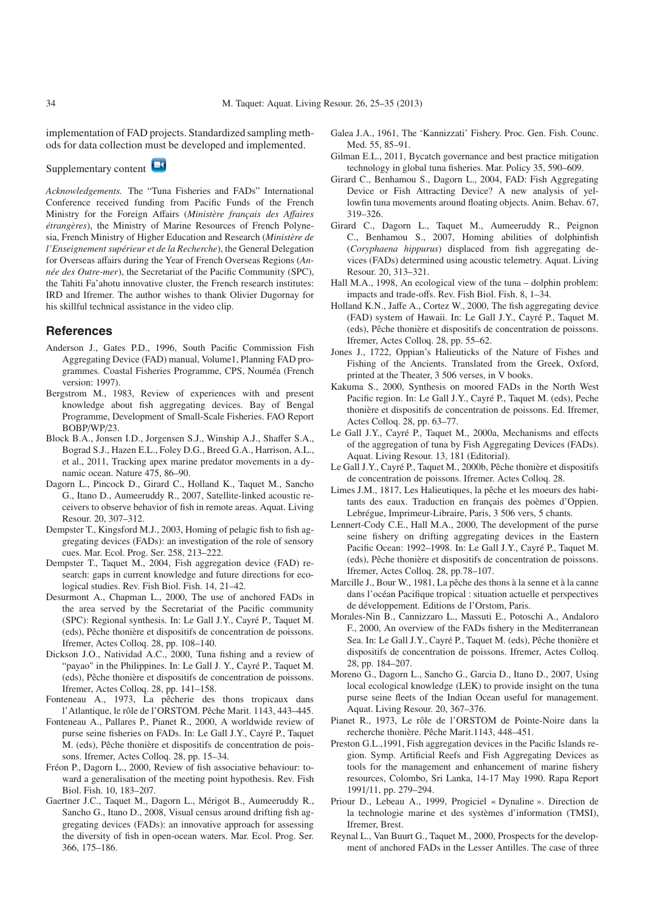implementation of FAD projects. Standardized sampling methods for data collection must be developed and implemented.

Supplementary content

*Acknowledgements.* The "Tuna Fisheries and FADs" International Conference received funding from Pacific Funds of the French Ministry for the Foreign Affairs (*Ministère français des Affaires étrangères*), the Ministry of Marine Resources of French Polynesia, French Ministry of Higher Education and Research (*Ministère de l'Enseignement supérieur et de la Recherche*), the General Delegation for Overseas affairs during the Year of French Overseas Regions (*Année des Outre-mer*), the Secretariat of the Pacific Community (SPC), the Tahiti Fa'ahotu innovative cluster, the French research institutes: IRD and Ifremer. The author wishes to thank Olivier Dugornay for his skillful technical assistance in the video clip.

## References

Anderson J., Gates P.D., 1996, South Pacific Commission Fish Aggregating Device (FAD) manual, Volume1, Planning FAD programmes. Coastal Fisheries Programme, CPS, Nouméa (French version: 1997).

Bergstrom M., 1983, Review of experiences with and present knowledge about fish aggregating devices. Bay of Bengal Programme, Development of Small-Scale Fisheries. FAO Report BOBP/WP/23.

Block B.A., Jonsen I.D., Jorgensen S.J., Winship A.J., Shaffer S.A., Bograd S.J., Hazen E.L., Foley D.G., Breed G.A., Harrison, A.L., et al., 2011, Tracking apex marine predator movements in a dynamic ocean. Nature 475, 86–90.

Dagorn L., Pincock D., Girard C., Holland K., Taquet M., Sancho G., Itano D., Aumeeruddy R., 2007, Satellite-linked acoustic receivers to observe behavior of fish in remote areas. Aquat. Living Resour. 20, 307–312.

Dempster T., Kingsford M.J., 2003, Homing of pelagic fish to fish aggregating devices (FADs): an investigation of the role of sensory cues. Mar. Ecol. Prog. Ser. 258, 213–222.

Dempster T., Taquet M., 2004, Fish aggregation device (FAD) research: gaps in current knowledge and future directions for ecological studies. Rev. Fish Biol. Fish. 14, 21–42.

Desurmont A., Chapman L., 2000, The use of anchored FADs in the area served by the Secretariat of the Pacific community (SPC): Regional synthesis. In: Le Gall J.Y., Cayré P., Taquet M. (eds), Pêche thonière et dispositifs de concentration de poissons. Ifremer, Actes Colloq. 28, pp. 108–140.

Dickson J.O., Natividad A.C., 2000, Tuna fishing and a review of "payao" in the Philippines. In: Le Gall J.Y., Cayré P., Taquet M. (eds), Pêche thonière et dispositifs de concentration de poissons. Ifremer, Actes Colloq. 28, pp. 141–158.

Fonteneau A., 1973, La pêcherie des thons tropicaux dans l'Atlantique, le rôle de l'ORSTOM. Pêche Marit. 1143, 443–445.

Fonteneau A., Pallares P., Pianet R., 2000, A worldwide review of purse seine fisheries on FADs. In: Le Gall J.Y., Cayré P., Taquet M. (eds), Pêche thonière et dispositifs de concentration de poissons. Ifremer, Actes Colloq. 28, pp. 15–34.

Fréon P., Dagorn L., 2000, Review of fish associative behaviour: toward a generalisation of the meeting point hypothesis. Rev. Fish Biol. Fish. 10, 183–207.

Gaertner J.C., Taquet M., Dagorn L., Mérigot B., Aumeeruddy R., Sancho G., Itano D., 2008, Visual census around drifting fish aggregating devices (FADs): an innovative approach for assessing the diversity of fish in open-ocean waters. Mar. Ecol. Prog. Ser. 366, 175–186.

Galea J.A., 1961, The 'Kannizzati' Fishery. Proc. Gen. Fish. Counc. Med. 55, 85–91.

Gilman E.L., 2011, Bycatch governance and best practice mitigation technology in global tuna fisheries. Mar. Policy 35, 590–609.

Girard C., Benhamou S., Dagorn L., 2004, FAD: Fish Aggregating Device or Fish Attracting Device? A new analysis of yellowfin tuna movements around floating objects. Anim. Behav. 67, 319–326.

Girard C., Dagorn L., Taquet M., Aumeeruddy R., Peignon C., Benhamou S., 2007, Homing abilities of dolphinfish (*Coryphaena hippurus*) displaced from fish aggregating devices (FADs) determined using acoustic telemetry. Aquat. Living Resour. 20, 313–321.

Hall M.A., 1998, An ecological view of the tuna – dolphin problem: impacts and trade-offs. Rev. Fish Biol. Fish. 8, 1–34.

Holland K.N., Jaffe A., Cortez W., 2000, The fish aggregating device (FAD) system of Hawaii. In: Le Gall J.Y., Cayré P., Taquet M. (eds), Pêche thonière et dispositifs de concentration de poissons. Ifremer, Actes Colloq. 28, pp. 55–62.

Jones J., 1722, Oppian's Halieuticks of the Nature of Fishes and Fishing of the Ancients. Translated from the Greek, Oxford, printed at the Theater, 3 506 verses, in V books.

Kakuma S., 2000, Synthesis on moored FADs in the North West Pacific region. In: Le Gall J.Y., Cayré P., Taquet M. (eds), Peche thonière et dispositifs de concentration de poissons. Ed. Ifremer, Actes Colloq. 28, pp. 63–77.

Le Gall J.Y., Cayré P., Taquet M., 2000a, Mechanisms and effects of the aggregation of tuna by Fish Aggregating Devices (FADs). Aquat. Living Resour. 13, 181 (Editorial).

Le Gall J.Y., Cayré P., Taquet M., 2000b, Pêche thonière et dispositifs de concentration de poissons. Ifremer, Actes Colloq. 28.

Limes J.M., 1817, Les Halieutiques, la pêche et les moeurs des habitants des eaux. Traduction en français des poèmes d'Oppien. Lebrégue, Imprimeur-Libraire, Paris, 3 506 vers, 5 chants.

Lennert-Cody C.E., Hall M.A., 2000, The development of the purse seine fishery on drifting aggregating devices in the Eastern Pacific Ocean: 1992–1998. In: Le Gall J.Y., Cayré P., Taquet M. (eds), Pêche thonière et dispositifs de concentration de poissons. Ifremer, Actes Colloq. 28, pp.78–107.

Marcille J., Bour W., 1981, La pêche des thons à la senne et à la canne dans l'océan Pacifique tropical : situation actuelle et perspectives de développement. Editions de l'Orstom, Paris.

Morales-Nin B., Cannizzaro L., Massuti E., Potoschi A., Andaloro F., 2000, An overview of the FADs fishery in the Mediterranean Sea. In: Le Gall J.Y., Cayré P., Taquet M. (eds), Pêche thonière et dispositifs de concentration de poissons. Ifremer, Actes Colloq. 28, pp. 184–207.

Moreno G., Dagorn L., Sancho G., Garcia D., Itano D., 2007, Using local ecological knowledge (LEK) to provide insight on the tuna purse seine fleets of the Indian Ocean useful for management. Aquat. Living Resour. 20, 367–376.

Pianet R., 1973, Le rôle de l'ORSTOM de Pointe-Noire dans la recherche thonière. Pêche Marit.1143, 448–451.

Preston G.L.,1991, Fish aggregation devices in the Pacific Islands region. Symp. Artificial Reefs and Fish Aggregating Devices as tools for the management and enhancement of marine fishery resources, Colombo, Sri Lanka, 14-17 May 1990. Rapa Report 1991/11, pp. 279–294.

Priour D., Lebeau A., 1999, Progiciel « Dynaline ». Direction de la technologie marine et des systèmes d'information (TMSI), Ifremer, Brest.

Reynal L., Van Buurt G., Taquet M., 2000, Prospects for the development of anchored FADs in the Lesser Antilles. The case of three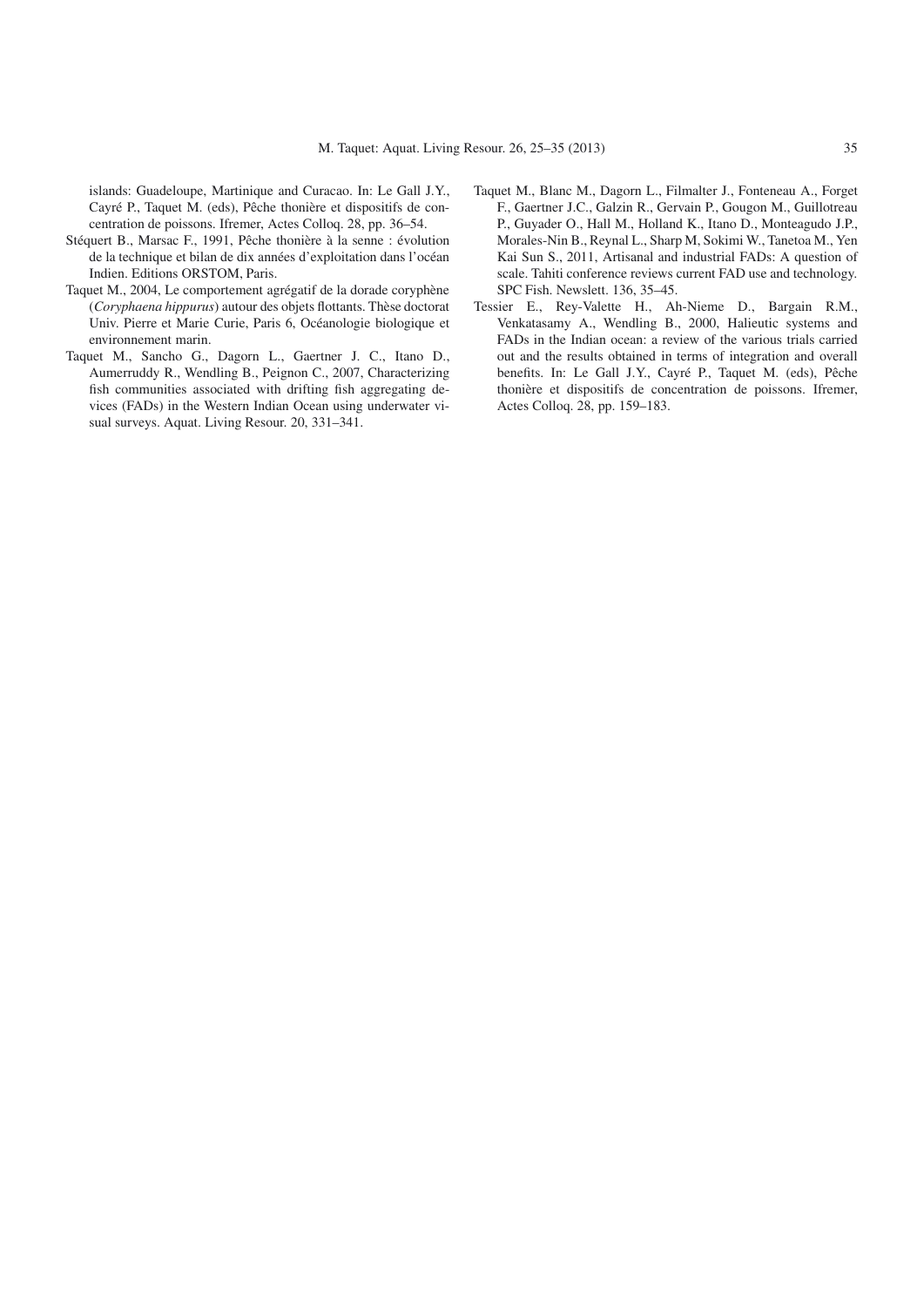islands: Guadeloupe, Martinique and Curacao. In: Le Gall J.Y., Cayré P., Taquet M. (eds), Pêche thonière et dispositifs de concentration de poissons. Ifremer, Actes Colloq. 28, pp. 36–54.

Stéquert B., Marsac F., 1991, Pêche thonière à la senne : évolution de la technique et bilan de dix années d'exploitation dans l'océan Indien. Editions ORSTOM, Paris.

Taquet M., 2004, Le comportement agrégatif de la dorade coryphène (*Coryphaena hippurus*) autour des objets flottants. Thèse doctorat Univ. Pierre et Marie Curie, Paris 6, Océanologie biologique et environnement marin.

Taquet M., Sancho G., Dagorn L., Gaertner J. C., Itano D., Aumerruddy R., Wendling B., Peignon C., 2007, Characterizing fish communities associated with drifting fish aggregating devices (FADs) in the Western Indian Ocean using underwater visual surveys. Aquat. Living Resour. 20, 331–341.

Taquet M., Blanc M., Dagorn L., Filmalter J., Fonteneau A., Forget F., Gaertner J.C., Galzin R., Gervain P., Gougon M., Guillotreau P., Guyader O., Hall M., Holland K., Itano D., Monteagudo J.P., Morales-Nin B., Reynal L., Sharp M, Sokimi W., Tanetoa M., Yen Kai Sun S., 2011, Artisanal and industrial FADs: A question of scale. Tahiti conference reviews current FAD use and technology. SPC Fish. Newslett. 136, 35–45.

Tessier E., Rey-Valette H., Ah-Nieme D., Bargain R.M., Venkatasamy A., Wendling B., 2000, Halieutic systems and FADs in the Indian ocean: a review of the various trials carried out and the results obtained in terms of integration and overall benefits. In: Le Gall J.Y., Cayré P., Taquet M. (eds), Pêche thonière et dispositifs de concentration de poissons. Ifremer, Actes Colloq. 28, pp. 159–183.